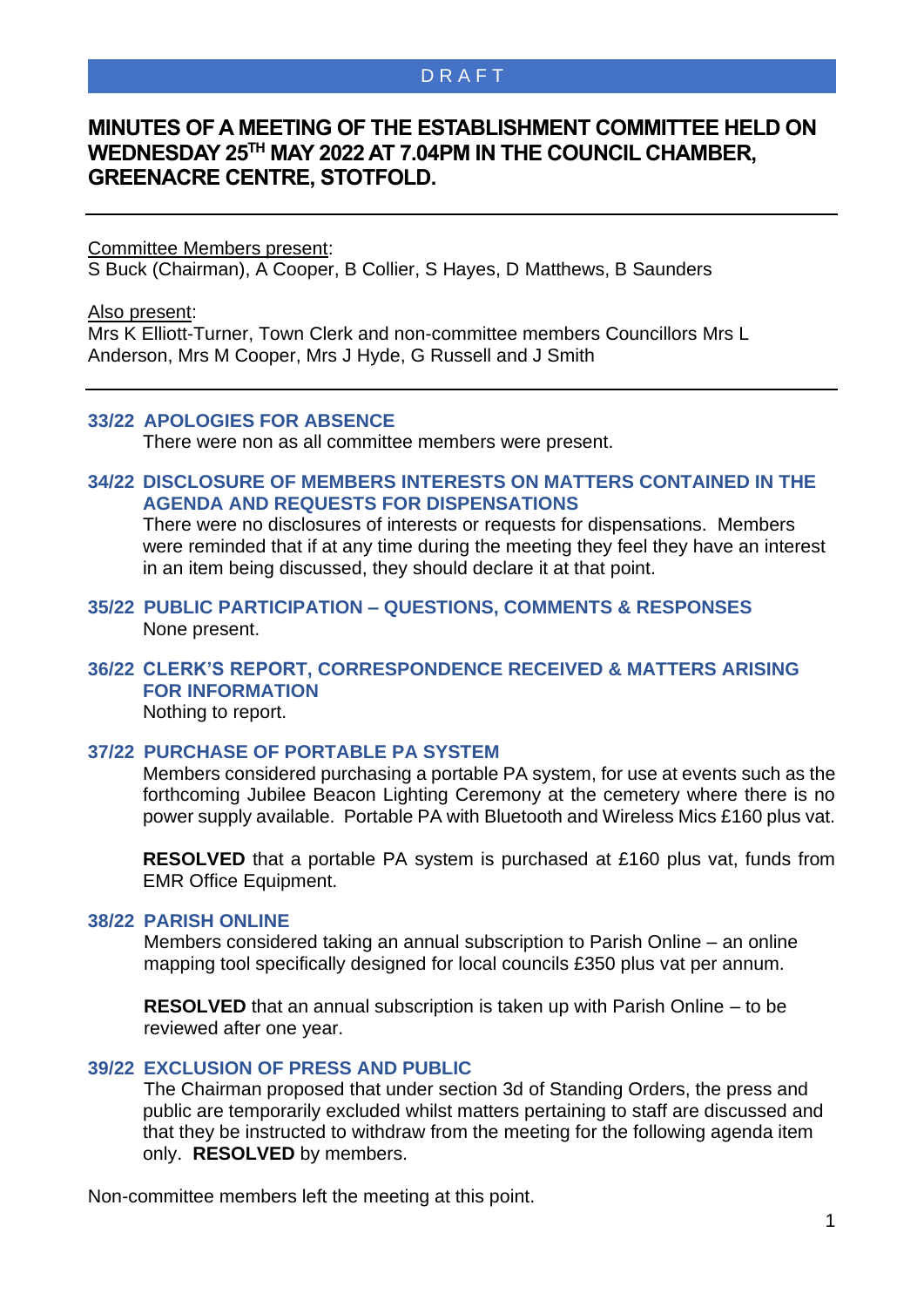DRAFT

# MINUTES OF A MEETING OF THE ESTABLISHMENT COMMITTEE HELD ON WEDNESDAY 25TH MAY 2022 AT 7.04PM IN THE COUNCIL CHAMBER, GREENACRE CENTRE, STOTFOLD.

---

Committee Members present:
S Buck (Chairman), A Cooper, B Collier, S Hayes, D Matthews, B Saunders

Also present:
Mrs K Elliott-Turner, Town Clerk and non-committee members Councillors Mrs L Anderson, Mrs M Cooper, Mrs J Hyde, G Russell and J Smith

---

## 33/22 APOLOGIES FOR ABSENCE

There were non as all committee members were present.

## 34/22 DISCLOSURE OF MEMBERS INTERESTS ON MATTERS CONTAINED IN THE AGENDA AND REQUESTS FOR DISPENSATIONS

There were no disclosures of interests or requests for dispensations. Members were reminded that if at any time during the meeting they feel they have an interest in an item being discussed, they should declare it at that point.

## 35/22 PUBLIC PARTICIPATION – QUESTIONS, COMMENTS & RESPONSES

None present.

## 36/22 CLERK'S REPORT, CORRESPONDENCE RECEIVED & MATTERS ARISING FOR INFORMATION

Nothing to report.

## 37/22 PURCHASE OF PORTABLE PA SYSTEM

Members considered purchasing a portable PA system, for use at events such as the forthcoming Jubilee Beacon Lighting Ceremony at the cemetery where there is no power supply available. Portable PA with Bluetooth and Wireless Mics £160 plus vat.

**RESOLVED** that a portable PA system is purchased at £160 plus vat, funds from EMR Office Equipment.

## 38/22 PARISH ONLINE

Members considered taking an annual subscription to Parish Online – an online mapping tool specifically designed for local councils £350 plus vat per annum.

**RESOLVED** that an annual subscription is taken up with Parish Online – to be reviewed after one year.

## 39/22 EXCLUSION OF PRESS AND PUBLIC

The Chairman proposed that under section 3d of Standing Orders, the press and public are temporarily excluded whilst matters pertaining to staff are discussed and that they be instructed to withdraw from the meeting for the following agenda item only. **RESOLVED** by members.

Non-committee members left the meeting at this point.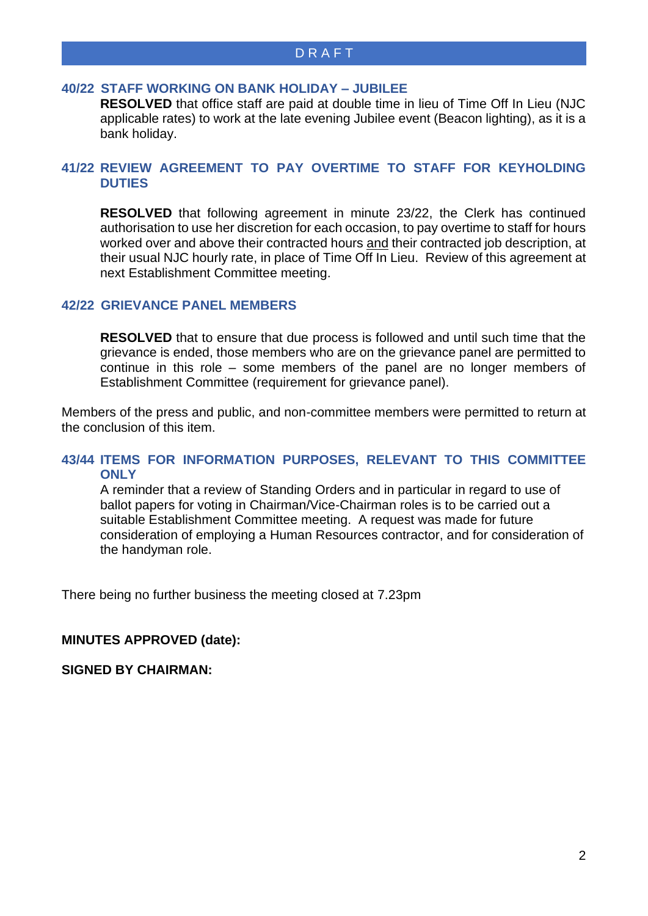DRAFT

### 40/22 STAFF WORKING ON BANK HOLIDAY – JUBILEE

**RESOLVED** that office staff are paid at double time in lieu of Time Off In Lieu (NJC applicable rates) to work at the late evening Jubilee event (Beacon lighting), as it is a bank holiday.

### 41/22 REVIEW AGREEMENT TO PAY OVERTIME TO STAFF FOR KEYHOLDING DUTIES

**RESOLVED** that following agreement in minute 23/22, the Clerk has continued authorisation to use her discretion for each occasion, to pay overtime to staff for hours worked over and above their contracted hours <u>and</u> their contracted job description, at their usual NJC hourly rate, in place of Time Off In Lieu. Review of this agreement at next Establishment Committee meeting.

### 42/22 GRIEVANCE PANEL MEMBERS

**RESOLVED** that to ensure that due process is followed and until such time that the grievance is ended, those members who are on the grievance panel are permitted to continue in this role – some members of the panel are no longer members of Establishment Committee (requirement for grievance panel).

Members of the press and public, and non-committee members were permitted to return at the conclusion of this item.

### 43/44 ITEMS FOR INFORMATION PURPOSES, RELEVANT TO THIS COMMITTEE ONLY

A reminder that a review of Standing Orders and in particular in regard to use of ballot papers for voting in Chairman/Vice-Chairman roles is to be carried out a suitable Establishment Committee meeting. A request was made for future consideration of employing a Human Resources contractor, and for consideration of the handyman role.

There being no further business the meeting closed at 7.23pm

**MINUTES APPROVED (date):**

**SIGNED BY CHAIRMAN:**